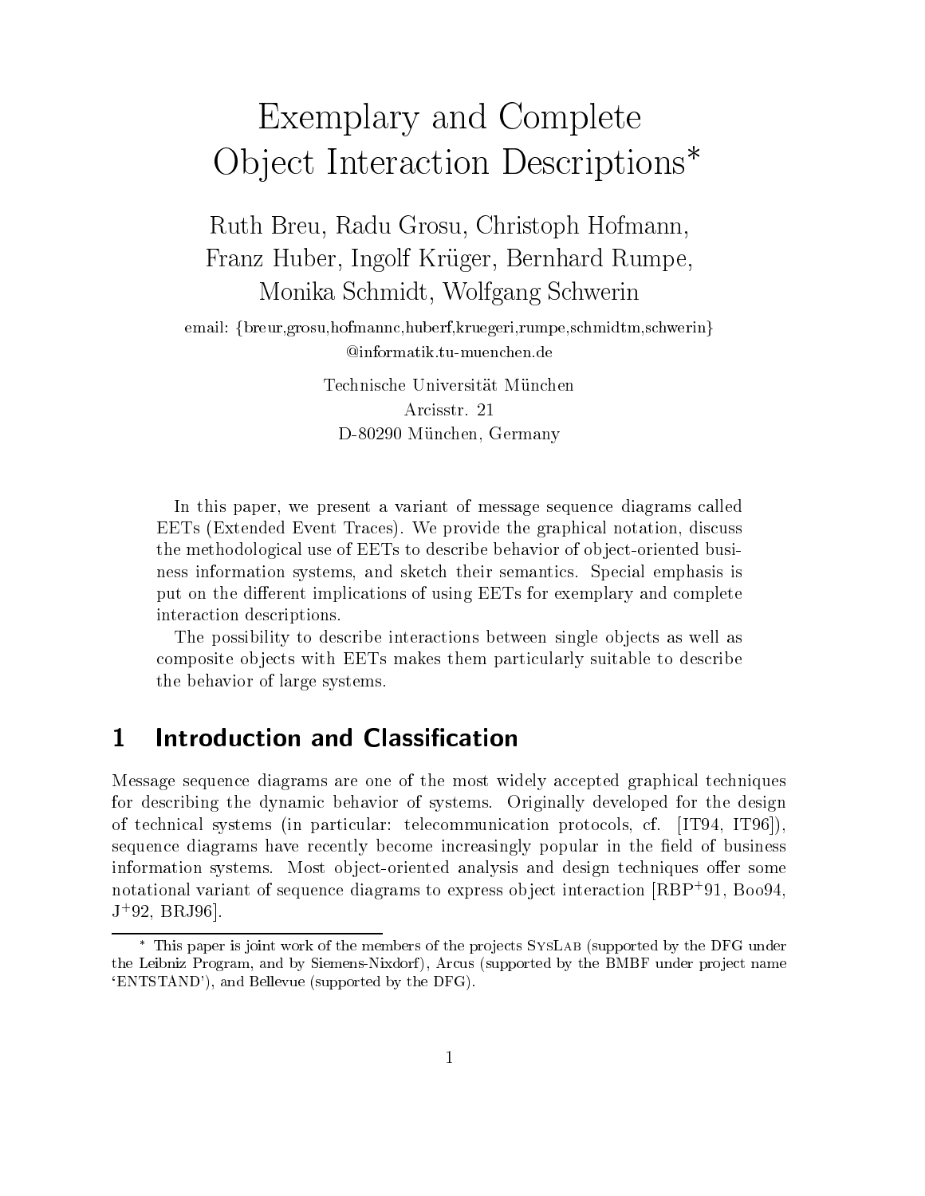# Exemplary and Complete Object Interaction Descriptions*

Ruth Breu, Radu Grosu, Christoph Hofmann, Franz Huber, Ingolf Krüger, Bernhard Rumpe, Monika Schmidt, Wolfgang Schwerin

email: {breur,grosu,hofmannc,huberf,kruegeri,rumpe,schmidtm,schwerin} @informatik.tu-muenchen.de

Technische Universität München
Arcisstr. 21
D-80290 München, Germany

In this paper, we present a variant of message sequence diagrams called EETs (Extended Event Traces). We provide the graphical notation, discuss the methodological use of EETs to describe behavior of object-oriented business information systems, and sketch their semantics. Special emphasis is put on the different implications of using EETs for exemplary and complete interaction descriptions.

The possibility to describe interactions between single objects as well as composite objects with EETs makes them particularly suitable to describe the behavior of large systems.

## 1 Introduction and Classification

Message sequence diagrams are one of the most widely accepted graphical techniques for describing the dynamic behavior of systems. Originally developed for the design of technical systems (in particular: telecommunication protocols, cf. [IT94, IT96]), sequence diagrams have recently become increasingly popular in the field of business information systems. Most object-oriented analysis and design techniques offer some notational variant of sequence diagrams to express object interaction [RBP+91, Boo94, J+92, BRJ96].

* This paper is joint work of the members of the projects SysLab (supported by the DFG under the Leibniz Program, and by Siemens-Nixdorf), Arcus (supported by the BMBF under project name 'ENTSTAND'), and Bellevue (supported by the DFG).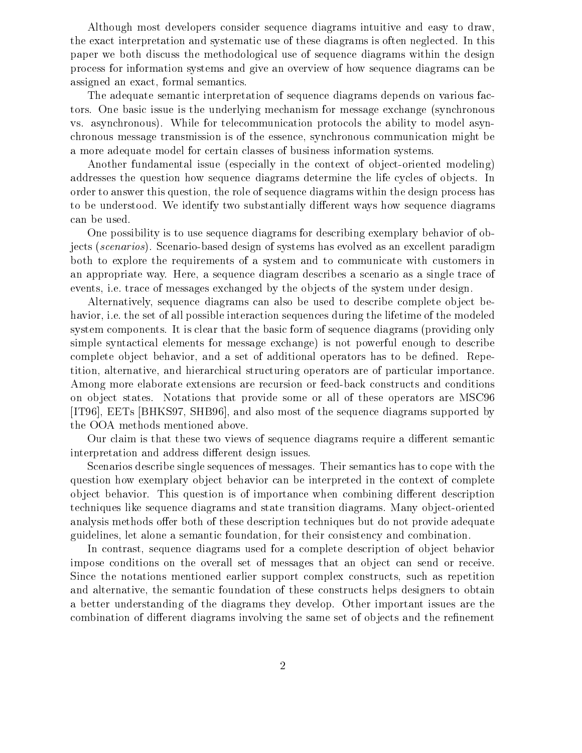Although most developers consider sequence diagrams intuitive and easy to draw, the exact interpretation and systematic use of these diagrams is often neglected. In this paper we both discuss the methodological use of sequence diagrams within the design process for information systems and give an overview of how sequence diagrams can be assigned an exact, formal semantics.

The adequate semantic interpretation of sequence diagrams depends on various factors. One basic issue is the underlying mechanism for message exchange (synchronous vs. asynchronous). While for telecommunication protocols the ability to model asynchronous message transmission is of the essence, synchronous communication might be a more adequate model for certain classes of business information systems.

Another fundamental issue (especially in the context of object-oriented modeling) addresses the question how sequence diagrams determine the life cycles of objects. In order to answer this question, the role of sequence diagrams within the design process has to be understood. We identify two substantially different ways how sequence diagrams can be used.

One possibility is to use sequence diagrams for describing exemplary behavior of objects (*scenarios*). Scenario-based design of systems has evolved as an excellent paradigm both to explore the requirements of a system and to communicate with customers in an appropriate way. Here, a sequence diagram describes a scenario as a single trace of events, i.e. trace of messages exchanged by the objects of the system under design.

Alternatively, sequence diagrams can also be used to describe complete object behavior, i.e. the set of all possible interaction sequences during the lifetime of the modeled system components. It is clear that the basic form of sequence diagrams (providing only simple syntactical elements for message exchange) is not powerful enough to describe complete object behavior, and a set of additional operators has to be defined. Repetition, alternative, and hierarchical structuring operators are of particular importance. Among more elaborate extensions are recursion or feed-back constructs and conditions on object states. Notations that provide some or all of these operators are MSC96 [IT96], EETs [BHKS97, SHB96], and also most of the sequence diagrams supported by the OOA methods mentioned above.

Our claim is that these two views of sequence diagrams require a different semantic interpretation and address different design issues.

Scenarios describe single sequences of messages. Their semantics has to cope with the question how exemplary object behavior can be interpreted in the context of complete object behavior. This question is of importance when combining different description techniques like sequence diagrams and state transition diagrams. Many object-oriented analysis methods offer both of these description techniques but do not provide adequate guidelines, let alone a semantic foundation, for their consistency and combination.

In contrast, sequence diagrams used for a complete description of object behavior impose conditions on the overall set of messages that an object can send or receive. Since the notations mentioned earlier support complex constructs, such as repetition and alternative, the semantic foundation of these constructs helps designers to obtain a better understanding of the diagrams they develop. Other important issues are the combination of different diagrams involving the same set of objects and the refinement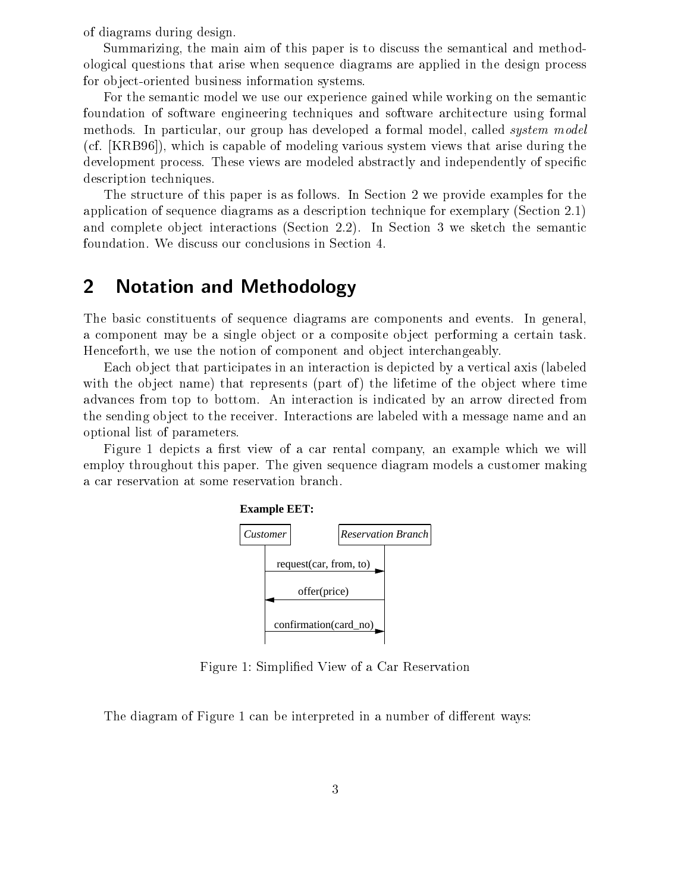of diagrams during design.

Summarizing, the main aim of this paper is to discuss the semantical and methodological questions that arise when sequence diagrams are applied in the design process for object-oriented business information systems.

For the semantic model we use our experience gained while working on the semantic foundation of software engineering techniques and software architecture using formal methods. In particular, our group has developed a formal model, called *system model* (cf. [KRB96]), which is capable of modeling various system views that arise during the development process. These views are modeled abstractly and independently of specific description techniques.

The structure of this paper is as follows. In Section 2 we provide examples for the application of sequence diagrams as a description technique for exemplary (Section 2.1) and complete object interactions (Section 2.2). In Section 3 we sketch the semantic foundation. We discuss our conclusions in Section 4.

## 2 Notation and Methodology

The basic constituents of sequence diagrams are components and events. In general, a component may be a single object or a composite object performing a certain task. Henceforth, we use the notion of component and object interchangeably.

Each object that participates in an interaction is depicted by a vertical axis (labeled with the object name) that represents (part of) the lifetime of the object where time advances from top to bottom. An interaction is indicated by an arrow directed from the sending object to the receiver. Interactions are labeled with a message name and an optional list of parameters.

Figure 1 depicts a first view of a car rental company, an example which we will employ throughout this paper. The given sequence diagram models a customer making a car reservation at some reservation branch.

**Example EET:**

*Customer*

*Reservation Branch*

request(car, from, to)

offer(price)

confirmation(card_no)

Figure 1: Simplified View of a Car Reservation

The diagram of Figure 1 can be interpreted in a number of different ways: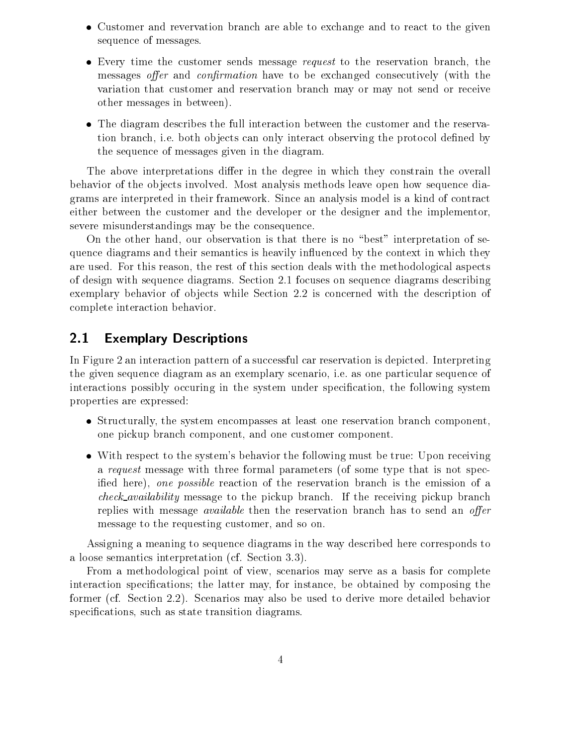- Customer and revervation branch are able to exchange and to react to the given sequence of messages.
- Every time the customer sends message *request* to the reservation branch, the messages *offer* and *confirmation* have to be exchanged consecutively (with the variation that customer and reservation branch may or may not send or receive other messages in between).
- The diagram describes the full interaction between the customer and the reservation branch, i.e. both objects can only interact observing the protocol defined by the sequence of messages given in the diagram.

The above interpretations differ in the degree in which they constrain the overall behavior of the objects involved. Most analysis methods leave open how sequence diagrams are interpreted in their framework. Since an analysis model is a kind of contract either between the customer and the developer or the designer and the implementor, severe misunderstandings may be the consequence.

On the other hand, our observation is that there is no "best" interpretation of sequence diagrams and their semantics is heavily influenced by the context in which they are used. For this reason, the rest of this section deals with the methodological aspects of design with sequence diagrams. Section 2.1 focuses on sequence diagrams describing exemplary behavior of objects while Section 2.2 is concerned with the description of complete interaction behavior.

## 2.1 Exemplary Descriptions

In Figure 2 an interaction pattern of a successful car reservation is depicted. Interpreting the given sequence diagram as an exemplary scenario, i.e. as one particular sequence of interactions possibly occuring in the system under specification, the following system properties are expressed:

- Structurally, the system encompasses at least one reservation branch component, one pickup branch component, and one customer component.
- With respect to the system's behavior the following must be true: Upon receiving a *request* message with three formal parameters (of some type that is not specified here), *one possible* reaction of the reservation branch is the emission of a *check_availability* message to the pickup branch. If the receiving pickup branch replies with message *available* then the reservation branch has to send an *offer* message to the requesting customer, and so on.

Assigning a meaning to sequence diagrams in the way described here corresponds to a loose semantics interpretation (cf. Section 3.3).

From a methodological point of view, scenarios may serve as a basis for complete interaction specifications; the latter may, for instance, be obtained by composing the former (cf. Section 2.2). Scenarios may also be used to derive more detailed behavior specifications, such as state transition diagrams.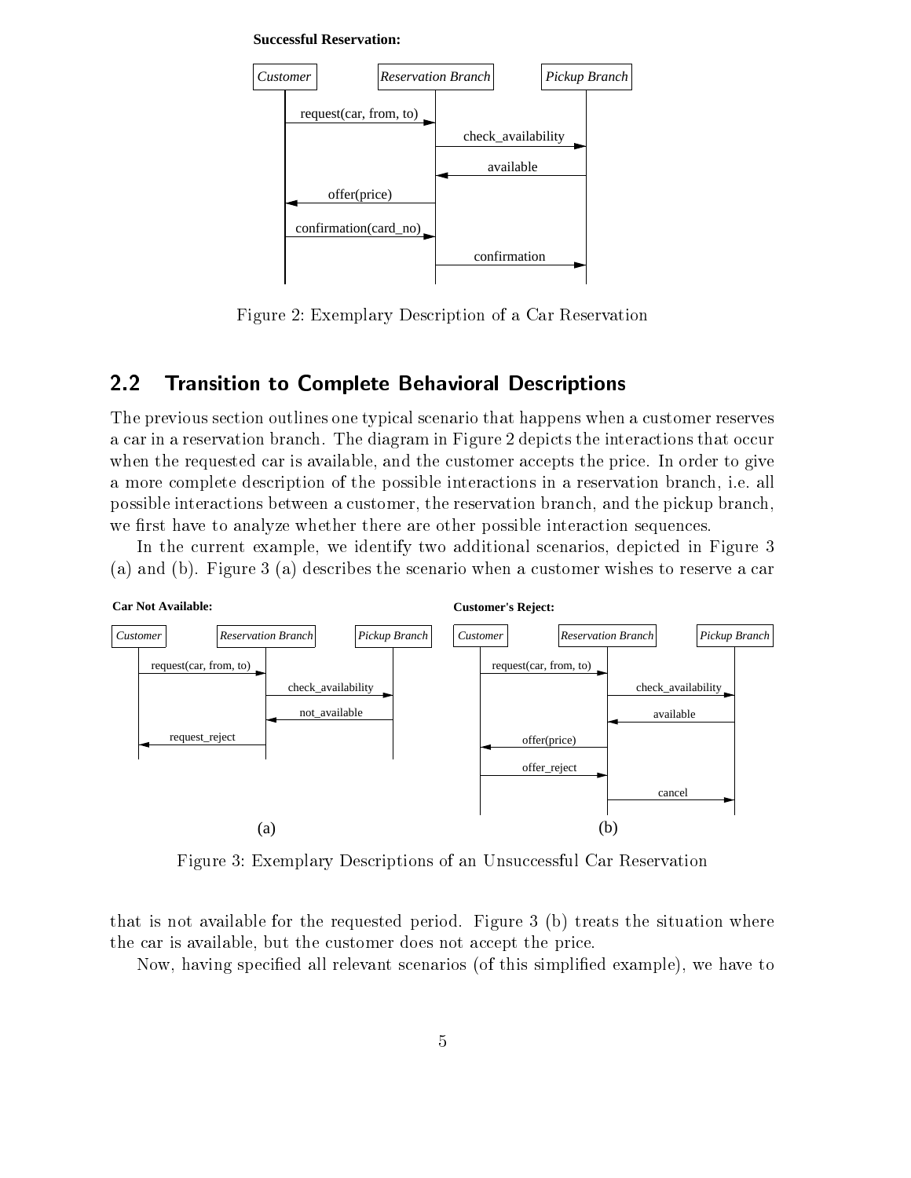**Successful Reservation:**

Customer

Reservation Branch

Pickup Branch

request(car, from, to)

check_availability

available

offer(price)

confirmation(card_no)

confirmation

Figure 2: Exemplary Description of a Car Reservation

## 2.2 Transition to Complete Behavioral Descriptions

The previous section outlines one typical scenario that happens when a customer reserves a car in a reservation branch. The diagram in Figure 2 depicts the interactions that occur when the requested car is available, and the customer accepts the price. In order to give a more complete description of the possible interactions in a reservation branch, i.e. all possible interactions between a customer, the reservation branch, and the pickup branch, we first have to analyze whether there are other possible interaction sequences.

In the current example, we identify two additional scenarios, depicted in Figure 3 (a) and (b). Figure 3 (a) describes the scenario when a customer wishes to reserve a car

**Car Not Available:**

Customer

Reservation Branch

Pickup Branch

request(car, from, to)

check_availability

not_available

request_reject

(a)

**Customer's Reject:**

Customer

Reservation Branch

Pickup Branch

request(car, from, to)

check_availability

available

offer(price)

offer_reject

cancel

(b)

Figure 3: Exemplary Descriptions of an Unsuccessful Car Reservation

that is not available for the requested period. Figure 3 (b) treats the situation where the car is available, but the customer does not accept the price.

Now, having specified all relevant scenarios (of this simplified example), we have to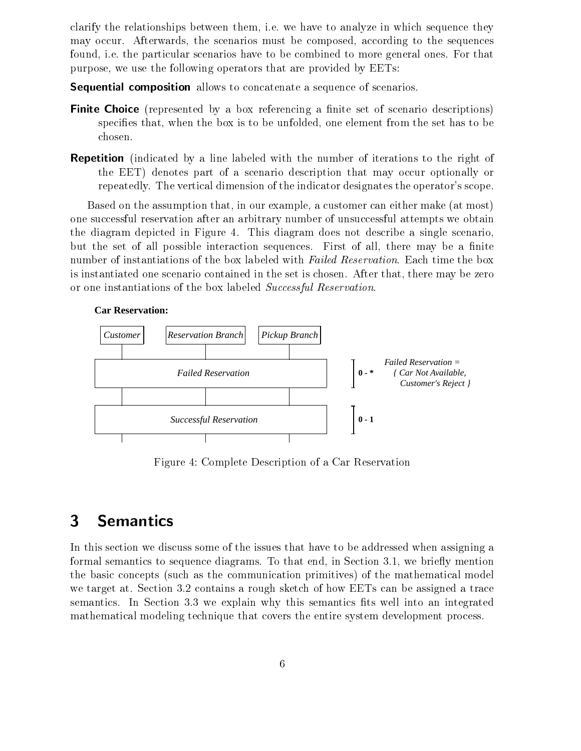clarify the relationships between them, i.e. we have to analyze in which sequence they may occur. Afterwards, the scenarios must be composed, according to the sequences found, i.e. the particular scenarios have to be combined to more general ones. For that purpose, we use the following operators that are provided by EETs:

**Sequential composition** allows to concatenate a sequence of scenarios.

**Finite Choice** (represented by a box referencing a finite set of scenario descriptions) specifies that, when the box is to be unfolded, one element from the set has to be chosen.

**Repetition** (indicated by a line labeled with the number of iterations to the right of the EET) denotes part of a scenario description that may occur optionally or repeatedly. The vertical dimension of the indicator designates the operator's scope.

Based on the assumption that, in our example, a customer can either make (at most) one successful reservation after an arbitrary number of unsuccessful attempts we obtain the diagram depicted in Figure 4. This diagram does not describe a single scenario, but the set of all possible interaction sequences. First of all, there may be a finite number of instantiations of the box labeled with *Failed Reservation*. Each time the box is instantiated one scenario contained in the set is chosen. After that, there may be zero or one instantiations of the box labeled *Successful Reservation*.

**Car Reservation:**

*Customer*

*Reservation Branch*

*Pickup Branch*

*Failed Reservation*

**0 - \***

*Failed Reservation = { Car Not Available, Customer's Reject }*

*Successful Reservation*

**0 - 1**

Figure 4: Complete Description of a Car Reservation

# 3 Semantics

In this section we discuss some of the issues that have to be addressed when assigning a formal semantics to sequence diagrams. To that end, in Section 3.1, we briefly mention the basic concepts (such as the communication primitives) of the mathematical model we target at. Section 3.2 contains a rough sketch of how EETs can be assigned a trace semantics. In Section 3.3 we explain why this semantics fits well into an integrated mathematical modeling technique that covers the entire system development process.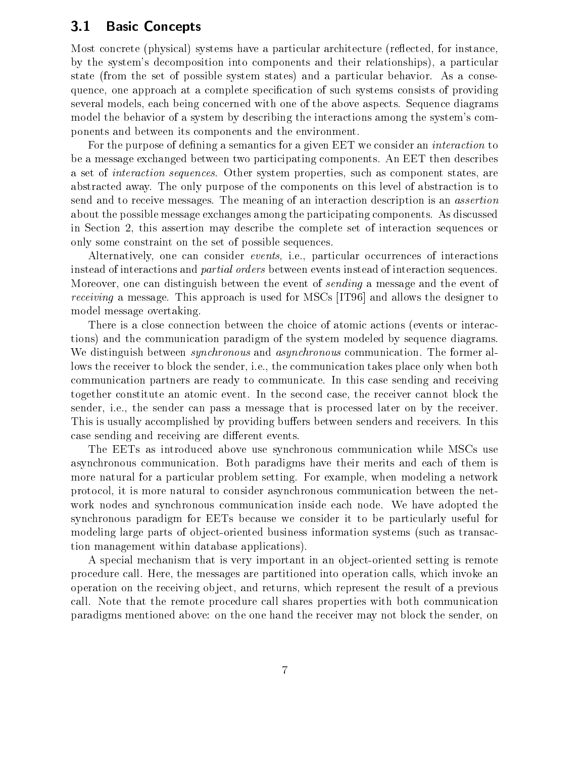## 3.1 Basic Concepts

Most concrete (physical) systems have a particular architecture (reflected, for instance, by the system's decomposition into components and their relationships), a particular state (from the set of possible system states) and a particular behavior. As a consequence, one approach at a complete specification of such systems consists of providing several models, each being concerned with one of the above aspects. Sequence diagrams model the behavior of a system by describing the interactions among the system's components and between its components and the environment.

For the purpose of defining a semantics for a given EET we consider an *interaction* to be a message exchanged between two participating components. An EET then describes a set of *interaction sequences*. Other system properties, such as component states, are abstracted away. The only purpose of the components on this level of abstraction is to send and to receive messages. The meaning of an interaction description is an *assertion* about the possible message exchanges among the participating components. As discussed in Section 2, this assertion may describe the complete set of interaction sequences or only some constraint on the set of possible sequences.

Alternatively, one can consider *events*, i.e., particular occurrences of interactions instead of interactions and *partial orders* between events instead of interaction sequences. Moreover, one can distinguish between the event of *sending* a message and the event of *receiving* a message. This approach is used for MSCs [IT96] and allows the designer to model message overtaking.

There is a close connection between the choice of atomic actions (events or interactions) and the communication paradigm of the system modeled by sequence diagrams. We distinguish between *synchronous* and *asynchronous* communication. The former allows the receiver to block the sender, i.e., the communication takes place only when both communication partners are ready to communicate. In this case sending and receiving together constitute an atomic event. In the second case, the receiver cannot block the sender, i.e., the sender can pass a message that is processed later on by the receiver. This is usually accomplished by providing buffers between senders and receivers. In this case sending and receiving are different events.

The EETs as introduced above use synchronous communication while MSCs use asynchronous communication. Both paradigms have their merits and each of them is more natural for a particular problem setting. For example, when modeling a network protocol, it is more natural to consider asynchronous communication between the network nodes and synchronous communication inside each node. We have adopted the synchronous paradigm for EETs because we consider it to be particularly useful for modeling large parts of object-oriented business information systems (such as transaction management within database applications).

A special mechanism that is very important in an object-oriented setting is remote procedure call. Here, the messages are partitioned into operation calls, which invoke an operation on the receiving object, and returns, which represent the result of a previous call. Note that the remote procedure call shares properties with both communication paradigms mentioned above: on the one hand the receiver may not block the sender, on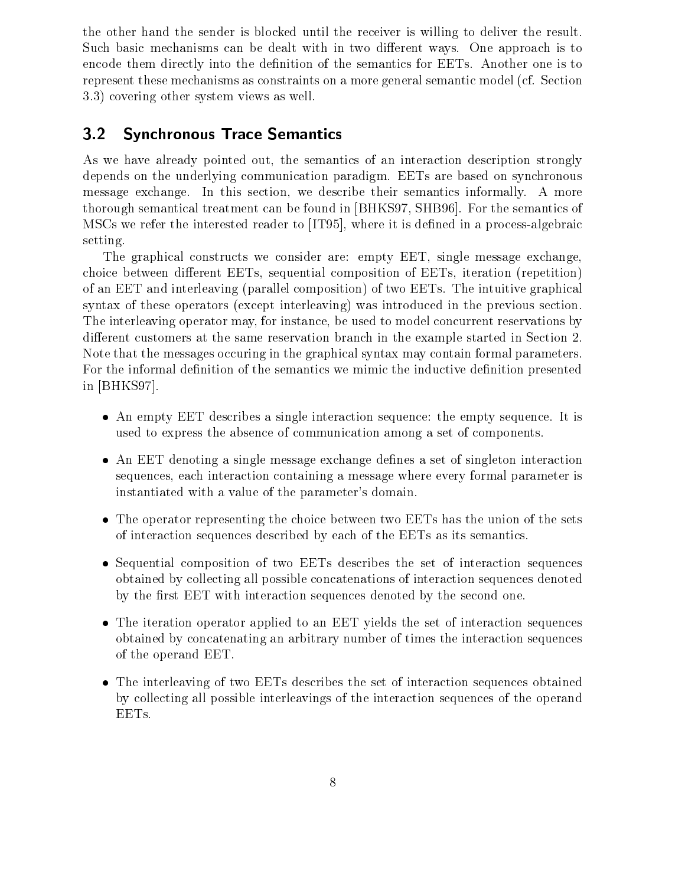the other hand the sender is blocked until the receiver is willing to deliver the result. Such basic mechanisms can be dealt with in two different ways. One approach is to encode them directly into the definition of the semantics for EETs. Another one is to represent these mechanisms as constraints on a more general semantic model (cf. Section 3.3) covering other system views as well.

## 3.2 Synchronous Trace Semantics

As we have already pointed out, the semantics of an interaction description strongly depends on the underlying communication paradigm. EETs are based on synchronous message exchange. In this section, we describe their semantics informally. A more thorough semantical treatment can be found in [BHKS97, SHB96]. For the semantics of MSCs we refer the interested reader to [IT95], where it is defined in a process-algebraic setting.

The graphical constructs we consider are: empty EET, single message exchange, choice between different EETs, sequential composition of EETs, iteration (repetition) of an EET and interleaving (parallel composition) of two EETs. The intuitive graphical syntax of these operators (except interleaving) was introduced in the previous section. The interleaving operator may, for instance, be used to model concurrent reservations by different customers at the same reservation branch in the example started in Section 2. Note that the messages occuring in the graphical syntax may contain formal parameters. For the informal definition of the semantics we mimic the inductive definition presented in [BHKS97].

- An empty EET describes a single interaction sequence: the empty sequence. It is used to express the absence of communication among a set of components.
- An EET denoting a single message exchange defines a set of singleton interaction sequences, each interaction containing a message where every formal parameter is instantiated with a value of the parameter's domain.
- The operator representing the choice between two EETs has the union of the sets of interaction sequences described by each of the EETs as its semantics.
- Sequential composition of two EETs describes the set of interaction sequences obtained by collecting all possible concatenations of interaction sequences denoted by the first EET with interaction sequences denoted by the second one.
- The iteration operator applied to an EET yields the set of interaction sequences obtained by concatenating an arbitrary number of times the interaction sequences of the operand EET.
- The interleaving of two EETs describes the set of interaction sequences obtained by collecting all possible interleavings of the interaction sequences of the operand EETs.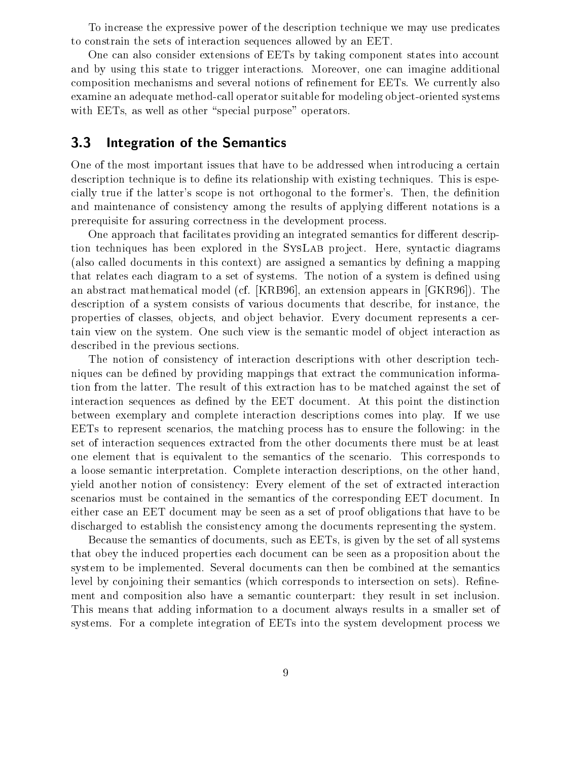To increase the expressive power of the description technique we may use predicates to constrain the sets of interaction sequences allowed by an EET.

One can also consider extensions of EETs by taking component states into account and by using this state to trigger interactions. Moreover, one can imagine additional composition mechanisms and several notions of refinement for EETs. We currently also examine an adequate method-call operator suitable for modeling object-oriented systems with EETs, as well as other "special purpose" operators.

## 3.3 Integration of the Semantics

One of the most important issues that have to be addressed when introducing a certain description technique is to define its relationship with existing techniques. This is especially true if the latter's scope is not orthogonal to the former's. Then, the definition and maintenance of consistency among the results of applying different notations is a prerequisite for assuring correctness in the development process.

One approach that facilitates providing an integrated semantics for different description techniques has been explored in the SysLab project. Here, syntactic diagrams (also called documents in this context) are assigned a semantics by defining a mapping that relates each diagram to a set of systems. The notion of a system is defined using an abstract mathematical model (cf. [KRB96], an extension appears in [GKR96]). The description of a system consists of various documents that describe, for instance, the properties of classes, objects, and object behavior. Every document represents a certain view on the system. One such view is the semantic model of object interaction as described in the previous sections.

The notion of consistency of interaction descriptions with other description techniques can be defined by providing mappings that extract the communication information from the latter. The result of this extraction has to be matched against the set of interaction sequences as defined by the EET document. At this point the distinction between exemplary and complete interaction descriptions comes into play. If we use EETs to represent scenarios, the matching process has to ensure the following: in the set of interaction sequences extracted from the other documents there must be at least one element that is equivalent to the semantics of the scenario. This corresponds to a loose semantic interpretation. Complete interaction descriptions, on the other hand, yield another notion of consistency: Every element of the set of extracted interaction scenarios must be contained in the semantics of the corresponding EET document. In either case an EET document may be seen as a set of proof obligations that have to be discharged to establish the consistency among the documents representing the system.

Because the semantics of documents, such as EETs, is given by the set of all systems that obey the induced properties each document can be seen as a proposition about the system to be implemented. Several documents can then be combined at the semantics level by conjoining their semantics (which corresponds to intersection on sets). Refinement and composition also have a semantic counterpart: they result in set inclusion. This means that adding information to a document always results in a smaller set of systems. For a complete integration of EETs into the system development process we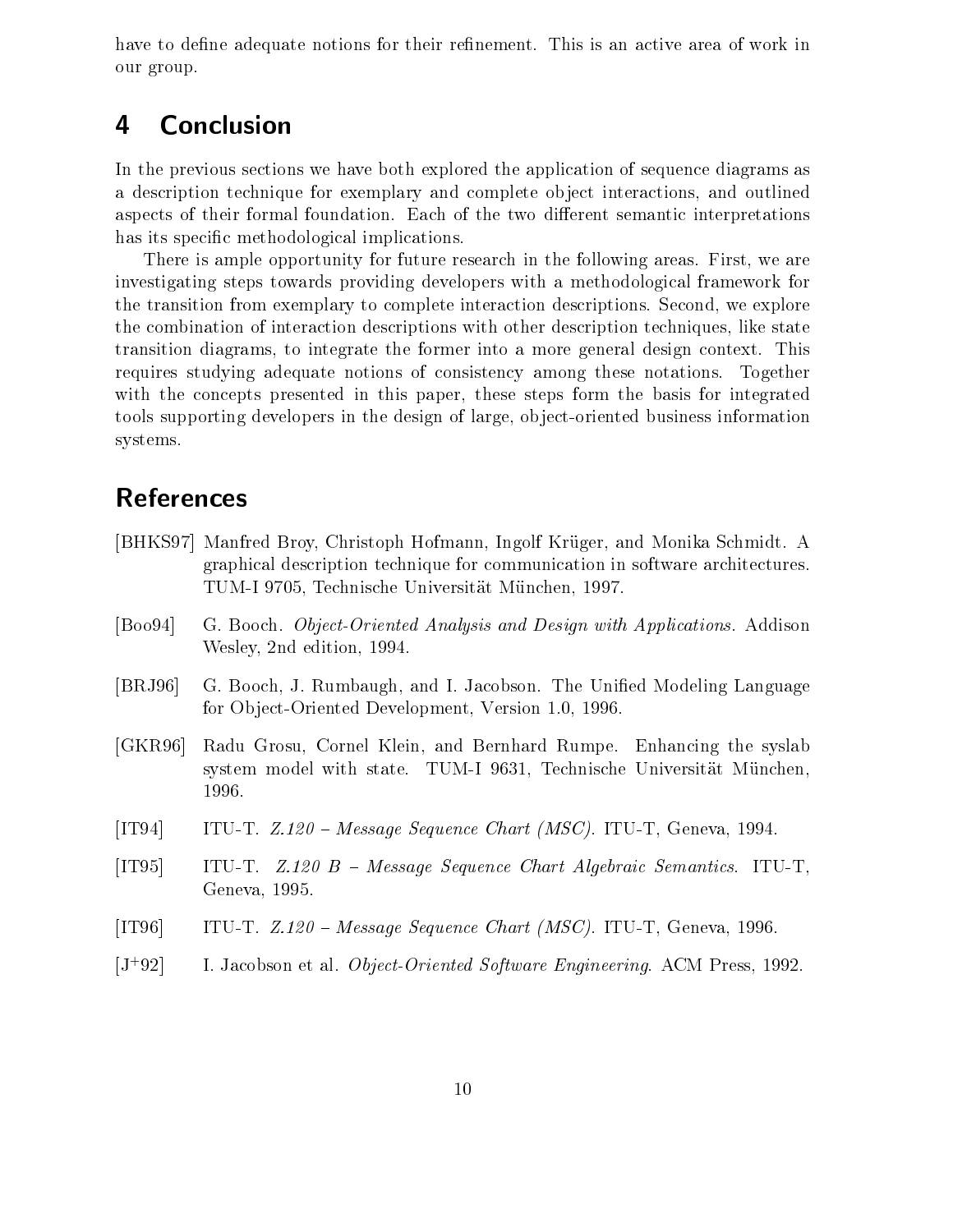have to define adequate notions for their refinement. This is an active area of work in our group.

## 4 Conclusion

In the previous sections we have both explored the application of sequence diagrams as a description technique for exemplary and complete object interactions, and outlined aspects of their formal foundation. Each of the two different semantic interpretations has its specific methodological implications.

There is ample opportunity for future research in the following areas. First, we are investigating steps towards providing developers with a methodological framework for the transition from exemplary to complete interaction descriptions. Second, we explore the combination of interaction descriptions with other description techniques, like state transition diagrams, to integrate the former into a more general design context. This requires studying adequate notions of consistency among these notations. Together with the concepts presented in this paper, these steps form the basis for integrated tools supporting developers in the design of large, object-oriented business information systems.

## References

[BHKS97] Manfred Broy, Christoph Hofmann, Ingolf Krüger, and Monika Schmidt. A graphical description technique for communication in software architectures. TUM-I 9705, Technische Universität München, 1997.

[Boo94] G. Booch. *Object-Oriented Analysis and Design with Applications*. Addison Wesley, 2nd edition, 1994.

[BRJ96] G. Booch, J. Rumbaugh, and I. Jacobson. The Unified Modeling Language for Object-Oriented Development, Version 1.0, 1996.

[GKR96] Radu Grosu, Cornel Klein, and Bernhard Rumpe. Enhancing the syslab system model with state. TUM-I 9631, Technische Universität München, 1996.

[IT94] ITU-T. *Z.120 – Message Sequence Chart (MSC)*. ITU-T, Geneva, 1994.

[IT95] ITU-T. *Z.120 B – Message Sequence Chart Algebraic Semantics*. ITU-T, Geneva, 1995.

[IT96] ITU-T. *Z.120 – Message Sequence Chart (MSC)*. ITU-T, Geneva, 1996.

[J+92] I. Jacobson et al. *Object-Oriented Software Engineering*. ACM Press, 1992.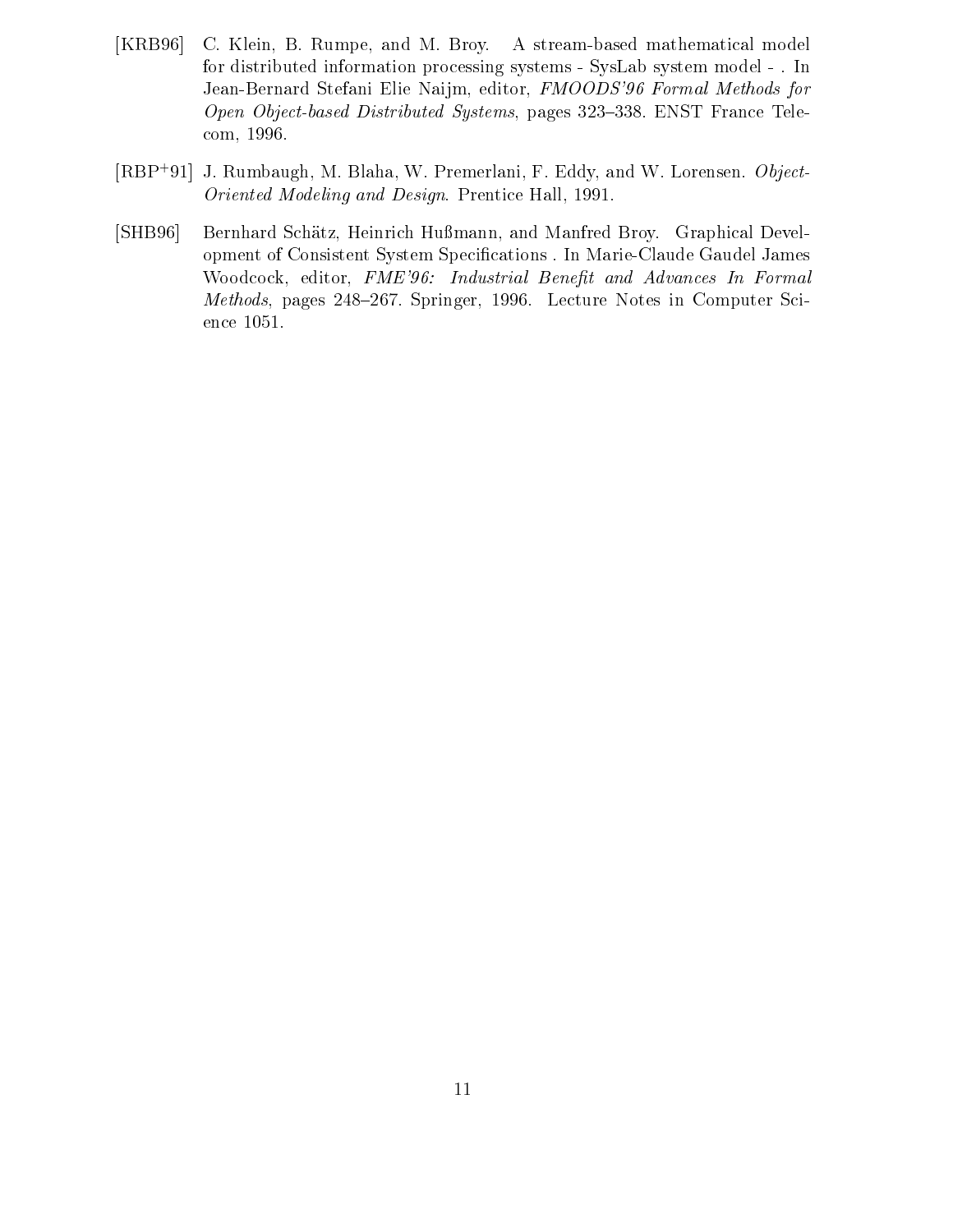[KRB96] C. Klein, B. Rumpe, and M. Broy. A stream-based mathematical model for distributed information processing systems - SysLab system model - . In Jean-Bernard Stefani Elie Naijm, editor, *FMOODS'96 Formal Methods for Open Object-based Distributed Systems*, pages 323–338. ENST France Telecom, 1996.

[RBP+91] J. Rumbaugh, M. Blaha, W. Premerlani, F. Eddy, and W. Lorensen. *Object-Oriented Modeling and Design*. Prentice Hall, 1991.

[SHB96] Bernhard Schätz, Heinrich Hußmann, and Manfred Broy. Graphical Development of Consistent System Specifications . In Marie-Claude Gaudel James Woodcock, editor, *FME'96: Industrial Benefit and Advances In Formal Methods*, pages 248–267. Springer, 1996. Lecture Notes in Computer Science 1051.